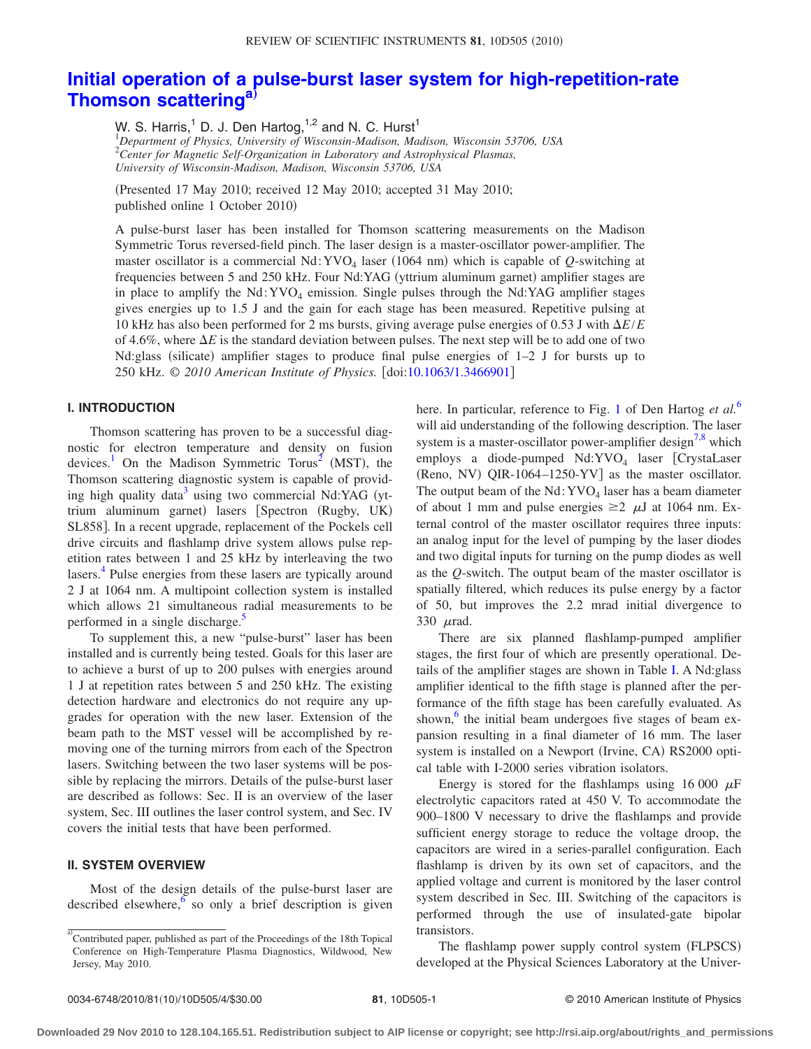# Initial operation of a pulse-burst laser system for high-repetition-rate Thomson scattering[a)]

W. S. Harris,[1] D. J. Den Hartog,[1,2] and N. C. Hurst[1]

[1]*Department of Physics, University of Wisconsin-Madison, Madison, Wisconsin 53706, USA*
[2]*Center for Magnetic Self-Organization in Laboratory and Astrophysical Plasmas, University of Wisconsin-Madison, Madison, Wisconsin 53706, USA*

(Presented 17 May 2010; received 12 May 2010; accepted 31 May 2010; published online 1 October 2010)

A pulse-burst laser has been installed for Thomson scattering measurements on the Madison Symmetric Torus reversed-field pinch. The laser design is a master-oscillator power-amplifier. The master oscillator is a commercial Nd:$YVO_4$ laser (1064 nm) which is capable of *Q*-switching at frequencies between 5 and 250 kHz. Four Nd:YAG (yttrium aluminum garnet) amplifier stages are in place to amplify the Nd:$YVO_4$ emission. Single pulses through the Nd:YAG amplifier stages gives energies up to 1.5 J and the gain for each stage has been measured. Repetitive pulsing at 10 kHz has also been performed for 2 ms bursts, giving average pulse energies of 0.53 J with $\Delta E/E$ of 4.6%, where $\Delta E$ is the standard deviation between pulses. The next step will be to add one of two Nd:glass (silicate) amplifier stages to produce final pulse energies of 1–2 J for bursts up to 250 kHz. © *2010 American Institute of Physics.* [doi:10.1063/1.3466901]

## I. INTRODUCTION

Thomson scattering has proven to be a successful diagnostic for electron temperature and density on fusion devices.[1] On the Madison Symmetric Torus[2] (MST), the Thomson scattering diagnostic system is capable of providing high quality data[3] using two commercial Nd:YAG (yttrium aluminum garnet) lasers [Spectron (Rugby, UK) SL858]. In a recent upgrade, replacement of the Pockels cell drive circuits and flashlamp drive system allows pulse repetition rates between 1 and 25 kHz by interleaving the two lasers.[4] Pulse energies from these lasers are typically around 2 J at 1064 nm. A multipoint collection system is installed which allows 21 simultaneous radial measurements to be performed in a single discharge.[5]

To supplement this, a new "pulse-burst" laser has been installed and is currently being tested. Goals for this laser are to achieve a burst of up to 200 pulses with energies around 1 J at repetition rates between 5 and 250 kHz. The existing detection hardware and electronics do not require any upgrades for operation with the new laser. Extension of the beam path to the MST vessel will be accomplished by removing one of the turning mirrors from each of the Spectron lasers. Switching between the two laser systems will be possible by replacing the mirrors. Details of the pulse-burst laser are described as follows: Sec. II is an overview of the laser system, Sec. III outlines the laser control system, and Sec. IV covers the initial tests that have been performed.

## II. SYSTEM OVERVIEW

Most of the design details of the pulse-burst laser are described elsewhere,[6] so only a brief description is given here. In particular, reference to Fig. 1 of Den Hartog *et al.*[6] will aid understanding of the following description. The laser system is a master-oscillator power-amplifier design[7,8] which employs a diode-pumped Nd:$YVO_4$ laser [CrystaLaser (Reno, NV) QIR-1064–1250-YV] as the master oscillator. The output beam of the Nd:$YVO_4$ laser has a beam diameter of about 1 mm and pulse energies $\geq 2$ $\mu$J at 1064 nm. External control of the master oscillator requires three inputs: an analog input for the level of pumping by the laser diodes and two digital inputs for turning on the pump diodes as well as the *Q*-switch. The output beam of the master oscillator is spatially filtered, which reduces its pulse energy by a factor of 50, but improves the 2.2 mrad initial divergence to 330 $\mu$rad.

There are six planned flashlamp-pumped amplifier stages, the first four of which are presently operational. Details of the amplifier stages are shown in Table I. A Nd:glass amplifier identical to the fifth stage is planned after the performance of the fifth stage has been carefully evaluated. As shown,[6] the initial beam undergoes five stages of beam expansion resulting in a final diameter of 16 mm. The laser system is installed on a Newport (Irvine, CA) RS2000 optical table with I-2000 series vibration isolators.

Energy is stored for the flashlamps using 16 000 $\mu$F electrolytic capacitors rated at 450 V. To accommodate the 900–1800 V necessary to drive the flashlamps and provide sufficient energy storage to reduce the voltage droop, the capacitors are wired in a series-parallel configuration. Each flashlamp is driven by its own set of capacitors, and the applied voltage and current is monitored by the laser control system described in Sec. III. Switching of the capacitors is performed through the use of insulated-gate bipolar transistors.

The flashlamp power supply control system (FLPSCS) developed at the Physical Sciences Laboratory at the Univer-

[a)]Contributed paper, published as part of the Proceedings of the 18th Topical Conference on High-Temperature Plasma Diagnostics, Wildwood, New Jersey, May 2010.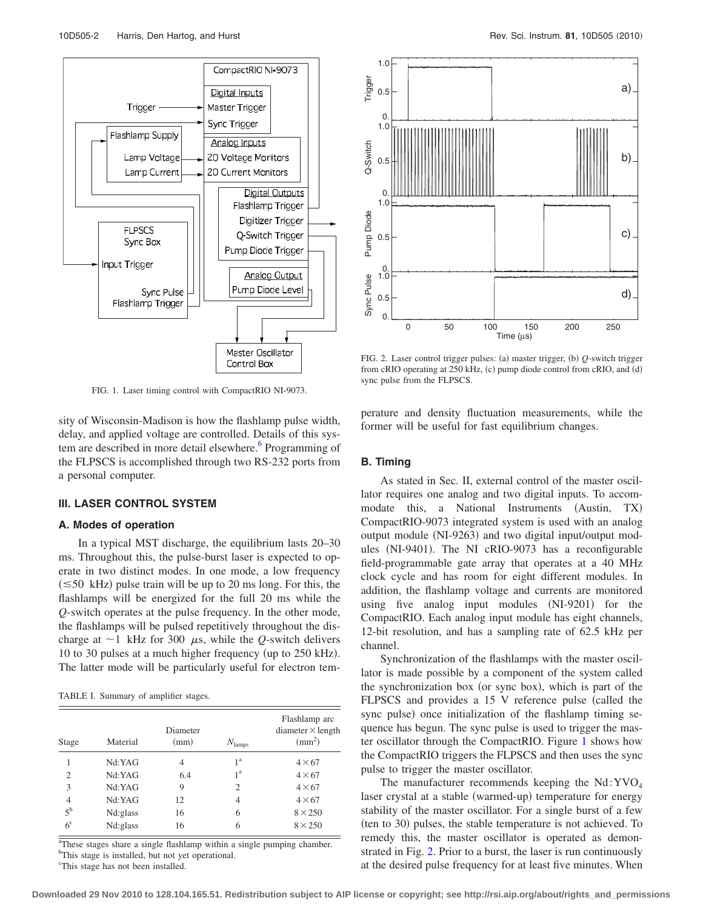FIG. 1. Laser timing control with CompactRIO NI-9073.

FIG. 2. Laser control trigger pulses: (a) master trigger, (b) $Q$-switch trigger from cRIO operating at 250 kHz, (c) pump diode control from cRIO, and (d) sync pulse from the FLPSCS.

sity of Wisconsin-Madison is how the flashlamp pulse width, delay, and applied voltage are controlled. Details of this system are described in more detail elsewhere.[6] Programming of the FLPSCS is accomplished through two RS-232 ports from a personal computer.

## III. LASER CONTROL SYSTEM

### A. Modes of operation

In a typical MST discharge, the equilibrium lasts 20–30 ms. Throughout this, the pulse-burst laser is expected to operate in two distinct modes. In one mode, a low frequency ($\leq$50 kHz) pulse train will be up to 20 ms long. For this, the flashlamps will be energized for the full 20 ms while the $Q$-switch operates at the pulse frequency. In the other mode, the flashlamps will be pulsed repetitively throughout the discharge at ~1 kHz for 300 $\mu$s, while the $Q$-switch delivers 10 to 30 pulses at a much higher frequency (up to 250 kHz). The latter mode will be particularly useful for electron temperature and density fluctuation measurements, while the former will be useful for fast equilibrium changes.

TABLE I. Summary of amplifier stages.

| Stage | Material | Diameter (mm) | $N_{\text{lamps}}$ | Flashlamp arc diameter × length (mm$^2$) |
|---|---|---|---|---|
| 1 | Nd:YAG | 4 | 1[a] | 4×67 |
| 2 | Nd:YAG | 6.4 | 1[a] | 4×67 |
| 3 | Nd:YAG | 9 | 2 | 4×67 |
| 4 | Nd:YAG | 12 | 4 | 4×67 |
| 5[b] | Nd:glass | 16 | 6 | 8×250 |
| 6[c] | Nd:glass | 16 | 6 | 8×250 |

[a]These stages share a single flashlamp within a single pumping chamber.
[b]This stage is installed, but not yet operational.
[c]This stage has not been installed.

### B. Timing

As stated in Sec. II, external control of the master oscillator requires one analog and two digital inputs. To accommodate this, a National Instruments (Austin, TX) CompactRIO-9073 integrated system is used with an analog output module (NI-9263) and two digital input/output modules (NI-9401). The NI cRIO-9073 has a reconfigurable field-programmable gate array that operates at a 40 MHz clock cycle and has room for eight different modules. In addition, the flashlamp voltage and currents are monitored using five analog input modules (NI-9201) for the CompactRIO. Each analog input module has eight channels, 12-bit resolution, and has a sampling rate of 62.5 kHz per channel.

Synchronization of the flashlamps with the master oscillator is made possible by a component of the system called the synchronization box (or sync box), which is part of the FLPSCS and provides a 15 V reference pulse (called the sync pulse) once initialization of the flashlamp timing sequence has begun. The sync pulse is used to trigger the master oscillator through the CompactRIO. Figure 1 shows how the CompactRIO triggers the FLPSCS and then uses the sync pulse to trigger the master oscillator.

The manufacturer recommends keeping the Nd:$YVO_4$ laser crystal at a stable (warmed-up) temperature for energy stability of the master oscillator. For a single burst of a few (ten to 30) pulses, the stable temperature is not achieved. To remedy this, the master oscillator is operated as demonstrated in Fig. 2. Prior to a burst, the laser is run continuously at the desired pulse frequency for at least five minutes. When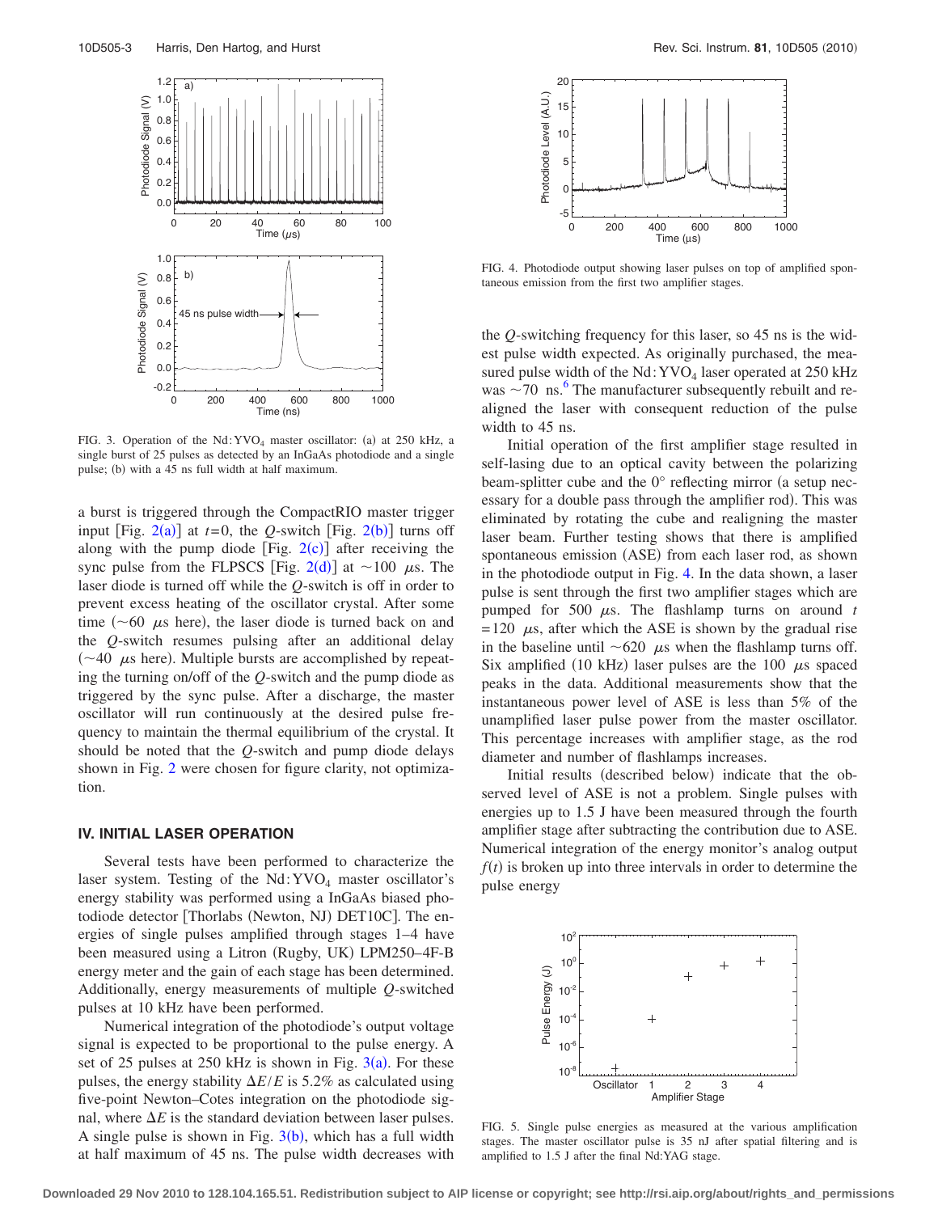FIG. 3. Operation of the Nd:YVO$_4$ master oscillator: (a) at 250 kHz, a single burst of 25 pulses as detected by an InGaAs photodiode and a single pulse; (b) with a 45 ns full width at half maximum.

a burst is triggered through the CompactRIO master trigger input [Fig. 2(a)] at $t=0$, the $Q$-switch [Fig. 2(b)] turns off along with the pump diode [Fig. 2(c)] after receiving the sync pulse from the FLPSCS [Fig. 2(d)] at $\sim 100$ $\mu$s. The laser diode is turned off while the $Q$-switch is off in order to prevent excess heating of the oscillator crystal. After some time ($\sim 60$ $\mu$s here), the laser diode is turned back on and the $Q$-switch resumes pulsing after an additional delay ($\sim 40$ $\mu$s here). Multiple bursts are accomplished by repeating the turning on/off of the $Q$-switch and the pump diode as triggered by the sync pulse. After a discharge, the master oscillator will run continuously at the desired pulse frequency to maintain the thermal equilibrium of the crystal. It should be noted that the $Q$-switch and pump diode delays shown in Fig. 2 were chosen for figure clarity, not optimization.

## IV. INITIAL LASER OPERATION

Several tests have been performed to characterize the laser system. Testing of the Nd:YVO$_4$ master oscillator's energy stability was performed using a InGaAs biased photodiode detector [Thorlabs (Newton, NJ) DET10C]. The energies of single pulses amplified through stages 1–4 have been measured using a Litron (Rugby, UK) LPM250–4F-B energy meter and the gain of each stage has been determined. Additionally, energy measurements of multiple $Q$-switched pulses at 10 kHz have been performed.

Numerical integration of the photodiode's output voltage signal is expected to be proportional to the pulse energy. A set of 25 pulses at 250 kHz is shown in Fig. 3(a). For these pulses, the energy stability $\Delta E/E$ is 5.2% as calculated using five-point Newton–Cotes integration on the photodiode signal, where $\Delta E$ is the standard deviation between laser pulses. A single pulse is shown in Fig. 3(b), which has a full width at half maximum of 45 ns. The pulse width decreases with the $Q$-switching frequency for this laser, so 45 ns is the widest pulse width expected. As originally purchased, the measured pulse width of the Nd:YVO$_4$ laser operated at 250 kHz was $\sim 70$ ns.[6] The manufacturer subsequently rebuilt and realigned the laser with consequent reduction of the pulse width to 45 ns.

FIG. 4. Photodiode output showing laser pulses on top of amplified spontaneous emission from the first two amplifier stages.

Initial operation of the first amplifier stage resulted in self-lasing due to an optical cavity between the polarizing beam-splitter cube and the 0° reflecting mirror (a setup necessary for a double pass through the amplifier rod). This was eliminated by rotating the cube and realigning the master laser beam. Further testing shows that there is amplified spontaneous emission (ASE) from each laser rod, as shown in the photodiode output in Fig. 4. In the data shown, a laser pulse is sent through the first two amplifier stages which are pumped for 500 $\mu$s. The flashlamp turns on around $t=120$ $\mu$s, after which the ASE is shown by the gradual rise in the baseline until $\sim 620$ $\mu$s when the flashlamp turns off. Six amplified (10 kHz) laser pulses are the 100 $\mu$s spaced peaks in the data. Additional measurements show that the instantaneous power level of ASE is less than 5% of the unamplified laser pulse power from the master oscillator. This percentage increases with amplifier stage, as the rod diameter and number of flashlamps increases.

Initial results (described below) indicate that the observed level of ASE is not a problem. Single pulses with energies up to 1.5 J have been measured through the fourth amplifier stage after subtracting the contribution due to ASE. Numerical integration of the energy monitor's analog output $f(t)$ is broken up into three intervals in order to determine the pulse energy

FIG. 5. Single pulse energies as measured at the various amplification stages. The master oscillator pulse is 35 nJ after spatial filtering and is amplified to 1.5 J after the final Nd:YAG stage.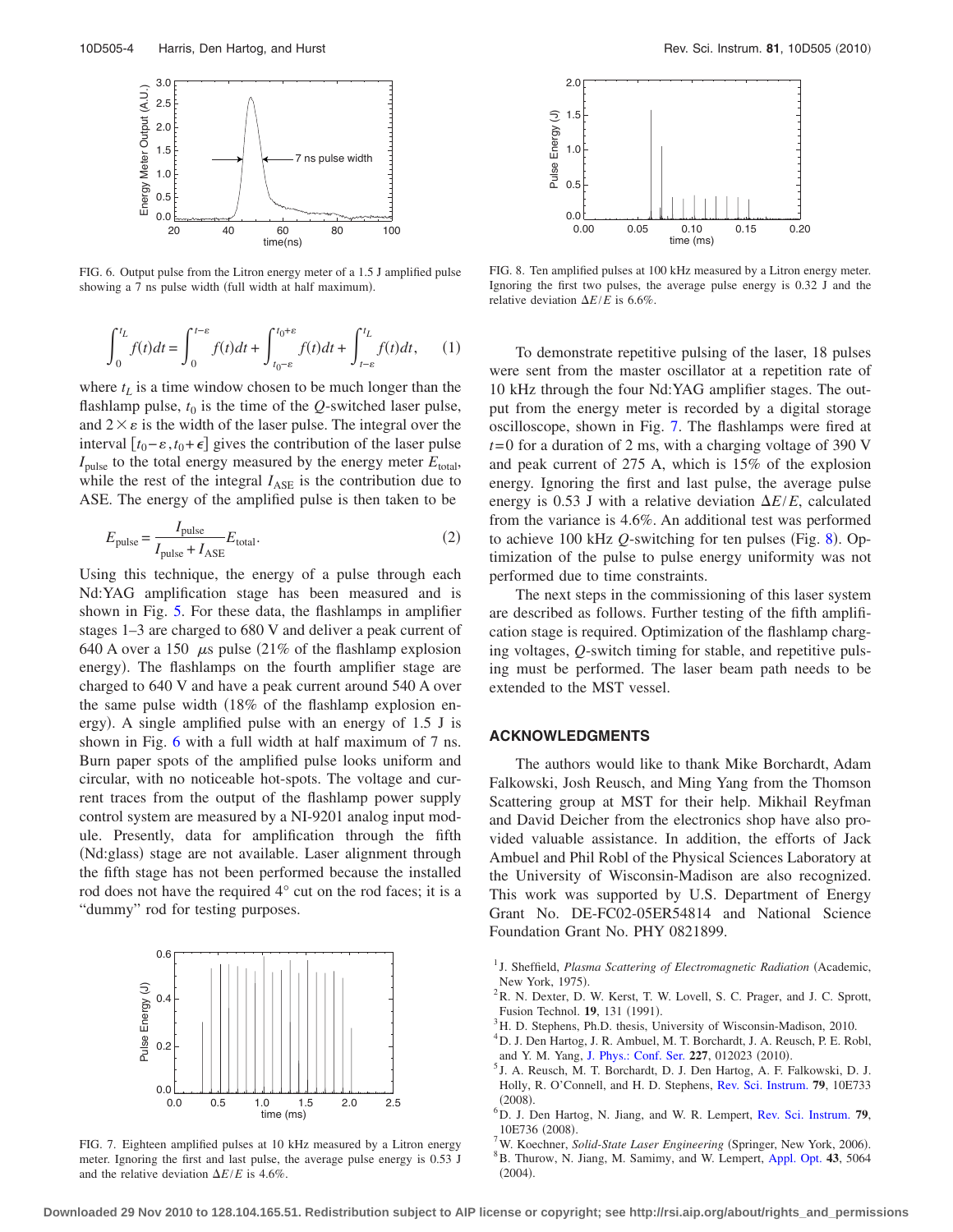20
40
60
80
100
time(ns)
0.0
0.5
1.0
1.5
2.0
2.5
3.0
Energy Meter Output (A.U.)
7 ns pulse width

FIG. 6. Output pulse from the Litron energy meter of a 1.5 J amplified pulse showing a 7 ns pulse width (full width at half maximum).

$$\int_0^{t_L} f(t)dt = \int_0^{t-\varepsilon} f(t)dt + \int_{t_0-\varepsilon}^{t_0+\varepsilon} f(t)dt + \int_{t-\varepsilon}^{t_L} f(t)dt, \quad (1)$$

where $t_L$ is a time window chosen to be much longer than the flashlamp pulse, $t_0$ is the time of the $Q$-switched laser pulse, and $2\times\varepsilon$ is the width of the laser pulse. The integral over the interval $[t_0-\varepsilon, t_0+\epsilon]$ gives the contribution of the laser pulse $I_{\text{pulse}}$ to the total energy measured by the energy meter $E_{\text{total}}$, while the rest of the integral $I_{\text{ASE}}$ is the contribution due to ASE. The energy of the amplified pulse is then taken to be

$$E_{\text{pulse}} = \frac{I_{\text{pulse}}}{I_{\text{pulse}} + I_{\text{ASE}}} E_{\text{total}}. \quad (2)$$

Using this technique, the energy of a pulse through each Nd:YAG amplification stage has been measured and is shown in Fig. 5. For these data, the flashlamps in amplifier stages 1–3 are charged to 680 V and deliver a peak current of 640 A over a 150 $\mu$s pulse (21% of the flashlamp explosion energy). The flashlamps on the fourth amplifier stage are charged to 640 V and have a peak current around 540 A over the same pulse width (18% of the flashlamp explosion energy). A single amplified pulse with an energy of 1.5 J is shown in Fig. 6 with a full width at half maximum of 7 ns. Burn paper spots of the amplified pulse looks uniform and circular, with no noticeable hot-spots. The voltage and current traces from the output of the flashlamp power supply control system are measured by a NI-9201 analog input module. Presently, data for amplification through the fifth (Nd:glass) stage are not available. Laser alignment through the fifth stage has not been performed because the installed rod does not have the required 4° cut on the rod faces; it is a "dummy" rod for testing purposes.

0.0
0.5
1.0
1.5
2.0
2.5
time (ms)
0.0
0.2
0.4
0.6
Pulse Energy (J)

FIG. 7. Eighteen amplified pulses at 10 kHz measured by a Litron energy meter. Ignoring the first and last pulse, the average pulse energy is 0.53 J and the relative deviation $\Delta E/E$ is 4.6%.

0.00
0.05
0.10
0.15
0.20
time (ms)
0.0
0.5
1.0
1.5
2.0
Pulse Energy (J)

FIG. 8. Ten amplified pulses at 100 kHz measured by a Litron energy meter. Ignoring the first two pulses, the average pulse energy is 0.32 J and the relative deviation $\Delta E/E$ is 6.6%.

To demonstrate repetitive pulsing of the laser, 18 pulses were sent from the master oscillator at a repetition rate of 10 kHz through the four Nd:YAG amplifier stages. The output from the energy meter is recorded by a digital storage oscilloscope, shown in Fig. 7. The flashlamps were fired at $t=0$ for a duration of 2 ms, with a charging voltage of 390 V and peak current of 275 A, which is 15% of the explosion energy. Ignoring the first and last pulse, the average pulse energy is 0.53 J with a relative deviation $\Delta E/E$, calculated from the variance is 4.6%. An additional test was performed to achieve 100 kHz $Q$-switching for ten pulses (Fig. 8). Optimization of the pulse to pulse energy uniformity was not performed due to time constraints.

The next steps in the commissioning of this laser system are described as follows. Further testing of the fifth amplification stage is required. Optimization of the flashlamp charging voltages, $Q$-switch timing for stable, and repetitive pulsing must be performed. The laser beam path needs to be extended to the MST vessel.

## ACKNOWLEDGMENTS

The authors would like to thank Mike Borchardt, Adam Falkowski, Josh Reusch, and Ming Yang from the Thomson Scattering group at MST for their help. Mikhail Reyfman and David Deicher from the electronics shop have also provided valuable assistance. In addition, the efforts of Jack Ambuel and Phil Robl of the Physical Sciences Laboratory at the University of Wisconsin-Madison are also recognized. This work was supported by U.S. Department of Energy Grant No. DE-FC02-05ER54814 and National Science Foundation Grant No. PHY 0821899.

[1] J. Sheffield, *Plasma Scattering of Electromagnetic Radiation* (Academic, New York, 1975).

[2] R. N. Dexter, D. W. Kerst, T. W. Lovell, S. C. Prager, and J. C. Sprott, Fusion Technol. **19**, 131 (1991).

[3] H. D. Stephens, Ph.D. thesis, University of Wisconsin-Madison, 2010.

[4] D. J. Den Hartog, J. R. Ambuel, M. T. Borchardt, J. A. Reusch, P. E. Robl, and Y. M. Yang, J. Phys.: Conf. Ser. **227**, 012023 (2010).

[5] J. A. Reusch, M. T. Borchardt, D. J. Den Hartog, A. F. Falkowski, D. J. Holly, R. O'Connell, and H. D. Stephens, Rev. Sci. Instrum. **79**, 10E733 (2008).

[6] D. J. Den Hartog, N. Jiang, and W. R. Lempert, Rev. Sci. Instrum. **79**, 10E736 (2008).

[7] W. Koechner, *Solid-State Laser Engineering* (Springer, New York, 2006).

[8] B. Thurow, N. Jiang, M. Samimy, and W. Lempert, Appl. Opt. **43**, 5064 (2004).